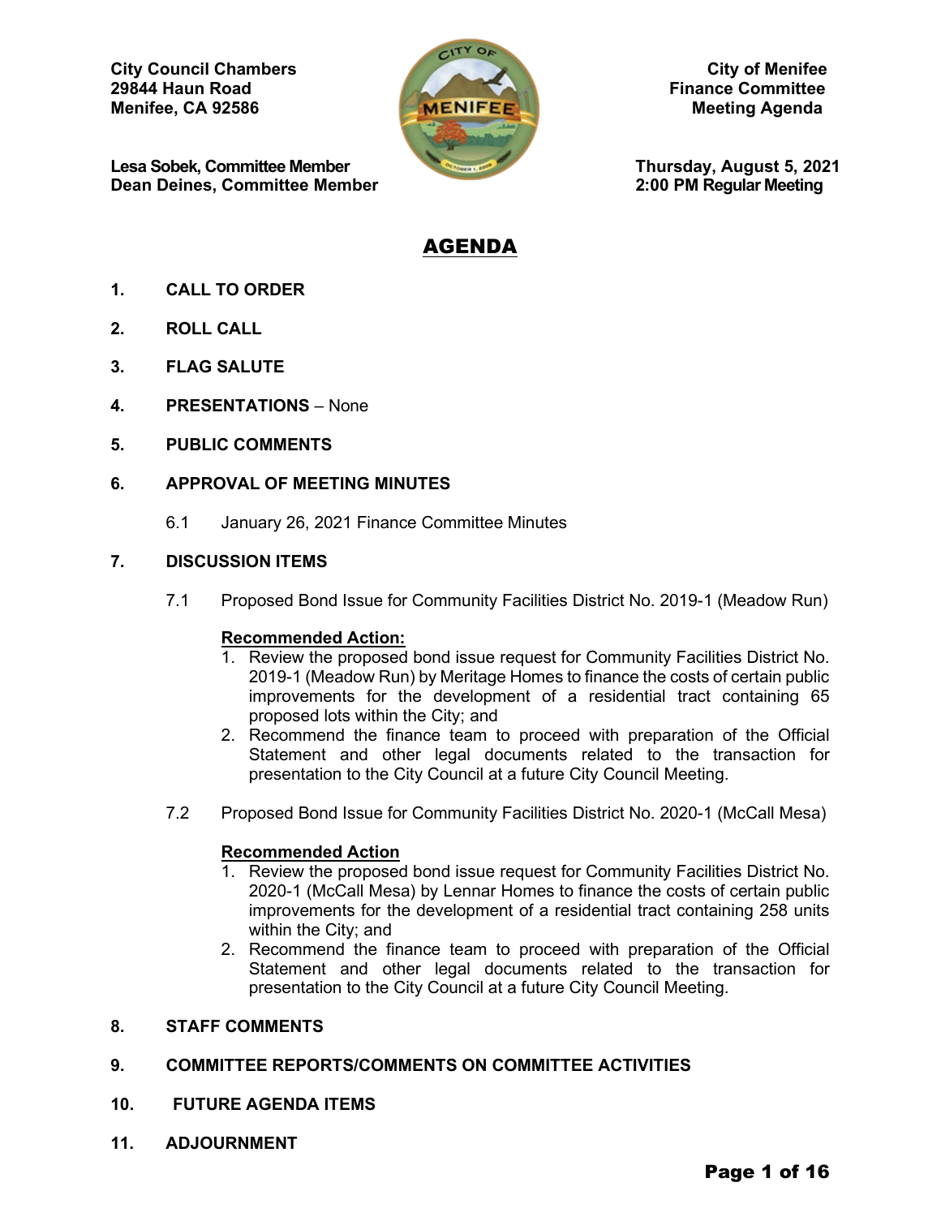City Council Chambers
29844 Haun Road
Menifee, CA 92586

City of Menifee
Finance Committee
Meeting Agenda

Lesa Sobek, Committee Member
Dean Deines, Committee Member

Thursday, August 5, 2021
2:00 PM Regular Meeting

# AGENDA

1. **CALL TO ORDER**

2. **ROLL CALL**

3. **FLAG SALUTE**

4. **PRESENTATIONS** – None

5. **PUBLIC COMMENTS**

6. **APPROVAL OF MEETING MINUTES**

   6.1 January 26, 2021 Finance Committee Minutes

7. **DISCUSSION ITEMS**

   7.1 Proposed Bond Issue for Community Facilities District No. 2019-1 (Meadow Run)

   **Recommended Action:**
   1. Review the proposed bond issue request for Community Facilities District No. 2019-1 (Meadow Run) by Meritage Homes to finance the costs of certain public improvements for the development of a residential tract containing 65 proposed lots within the City; and
   2. Recommend the finance team to proceed with preparation of the Official Statement and other legal documents related to the transaction for presentation to the City Council at a future City Council Meeting.

   7.2 Proposed Bond Issue for Community Facilities District No. 2020-1 (McCall Mesa)

   **Recommended Action**
   1. Review the proposed bond issue request for Community Facilities District No. 2020-1 (McCall Mesa) by Lennar Homes to finance the costs of certain public improvements for the development of a residential tract containing 258 units within the City; and
   2. Recommend the finance team to proceed with preparation of the Official Statement and other legal documents related to the transaction for presentation to the City Council at a future City Council Meeting.

8. **STAFF COMMENTS**

9. **COMMITTEE REPORTS/COMMENTS ON COMMITTEE ACTIVITIES**

10. **FUTURE AGENDA ITEMS**

11. **ADJOURNMENT**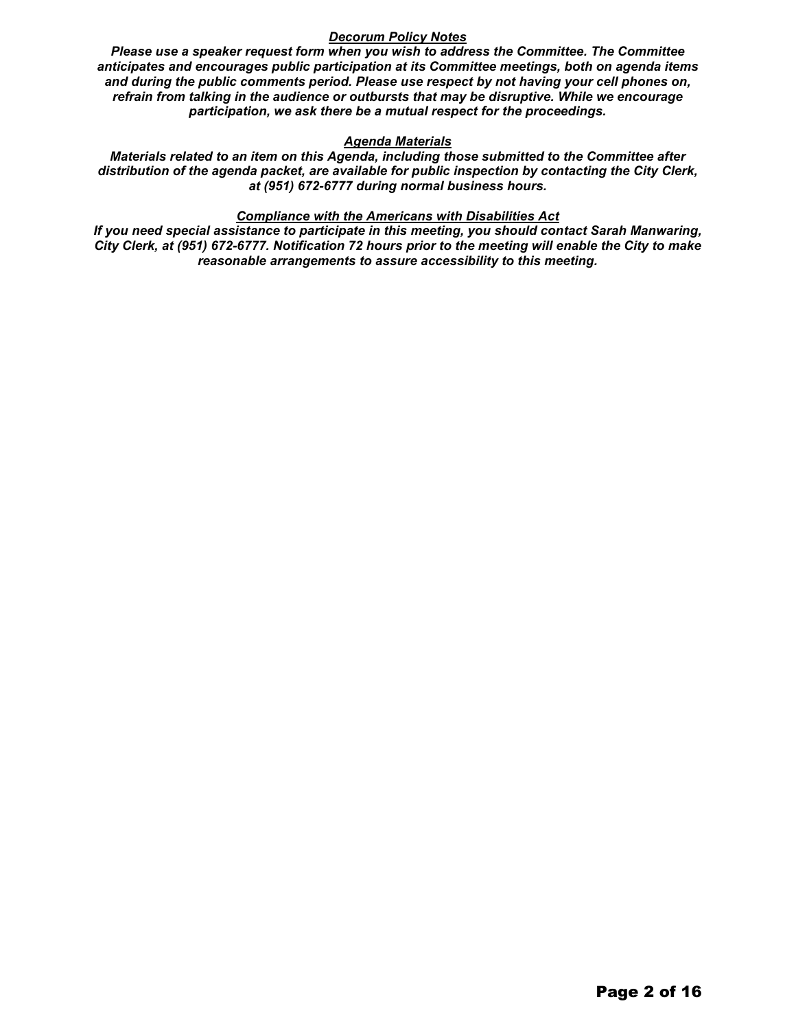***Decorum Policy Notes***

***Please use a speaker request form when you wish to address the Committee. The Committee anticipates and encourages public participation at its Committee meetings, both on agenda items and during the public comments period. Please use respect by not having your cell phones on, refrain from talking in the audience or outbursts that may be disruptive. While we encourage participation, we ask there be a mutual respect for the proceedings.***

***Agenda Materials***

***Materials related to an item on this Agenda, including those submitted to the Committee after distribution of the agenda packet, are available for public inspection by contacting the City Clerk, at (951) 672-6777 during normal business hours.***

***Compliance with the Americans with Disabilities Act***

***If you need special assistance to participate in this meeting, you should contact Sarah Manwaring, City Clerk, at (951) 672-6777. Notification 72 hours prior to the meeting will enable the City to make reasonable arrangements to assure accessibility to this meeting.***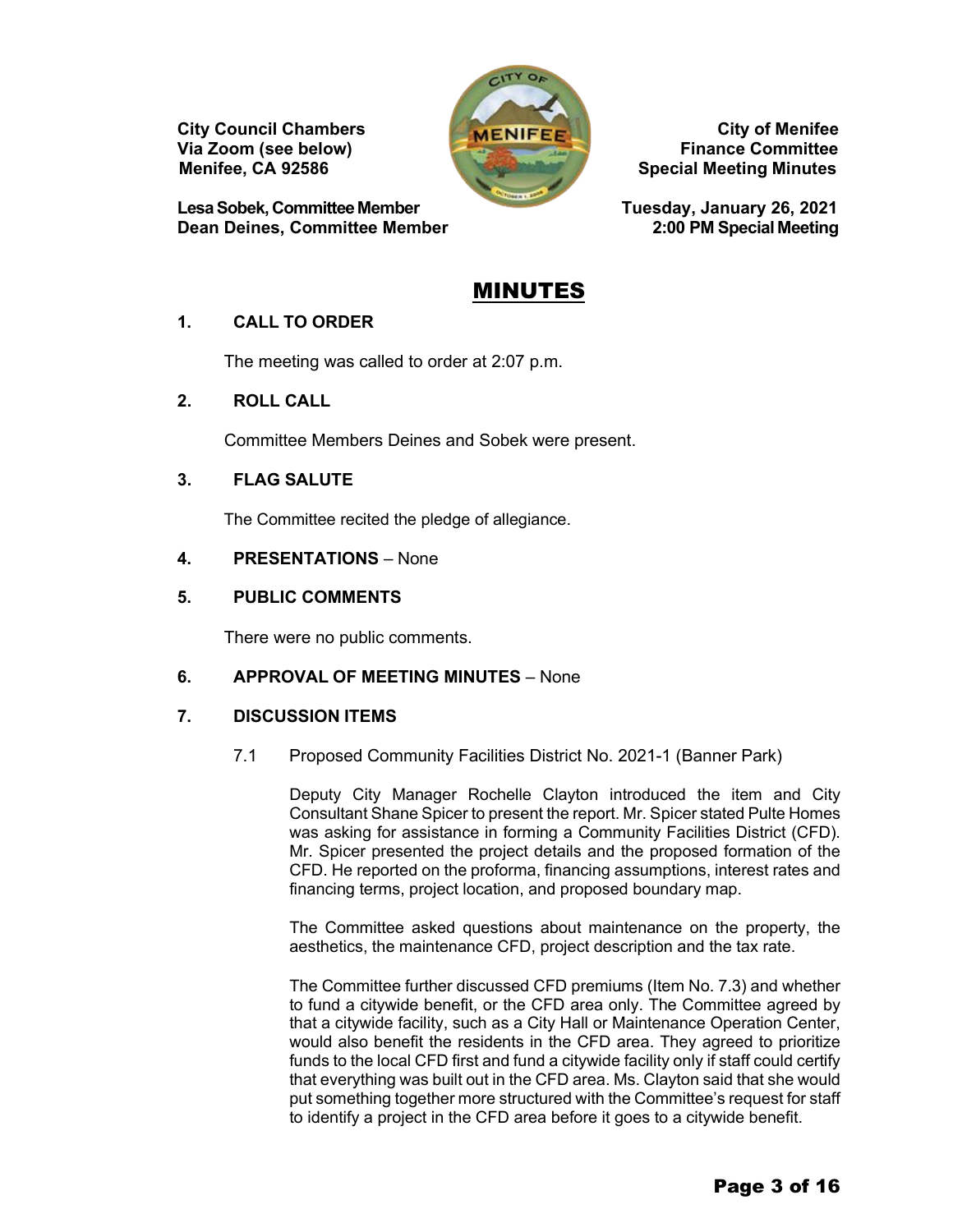City Council Chambers
Via Zoom (see below)
Menifee, CA 92586

Lesa Sobek, Committee Member
Dean Deines, Committee Member

City of Menifee
Finance Committee
Special Meeting Minutes

Tuesday, January 26, 2021
2:00 PM Special Meeting

# MINUTES

## 1. CALL TO ORDER

The meeting was called to order at 2:07 p.m.

## 2. ROLL CALL

Committee Members Deines and Sobek were present.

## 3. FLAG SALUTE

The Committee recited the pledge of allegiance.

## 4. PRESENTATIONS – None

## 5. PUBLIC COMMENTS

There were no public comments.

## 6. APPROVAL OF MEETING MINUTES – None

## 7. DISCUSSION ITEMS

7.1 Proposed Community Facilities District No. 2021-1 (Banner Park)

Deputy City Manager Rochelle Clayton introduced the item and City Consultant Shane Spicer to present the report. Mr. Spicer stated Pulte Homes was asking for assistance in forming a Community Facilities District (CFD). Mr. Spicer presented the project details and the proposed formation of the CFD. He reported on the proforma, financing assumptions, interest rates and financing terms, project location, and proposed boundary map.

The Committee asked questions about maintenance on the property, the aesthetics, the maintenance CFD, project description and the tax rate.

The Committee further discussed CFD premiums (Item No. 7.3) and whether to fund a citywide benefit, or the CFD area only. The Committee agreed by that a citywide facility, such as a City Hall or Maintenance Operation Center, would also benefit the residents in the CFD area. They agreed to prioritize funds to the local CFD first and fund a citywide facility only if staff could certify that everything was built out in the CFD area. Ms. Clayton said that she would put something together more structured with the Committee's request for staff to identify a project in the CFD area before it goes to a citywide benefit.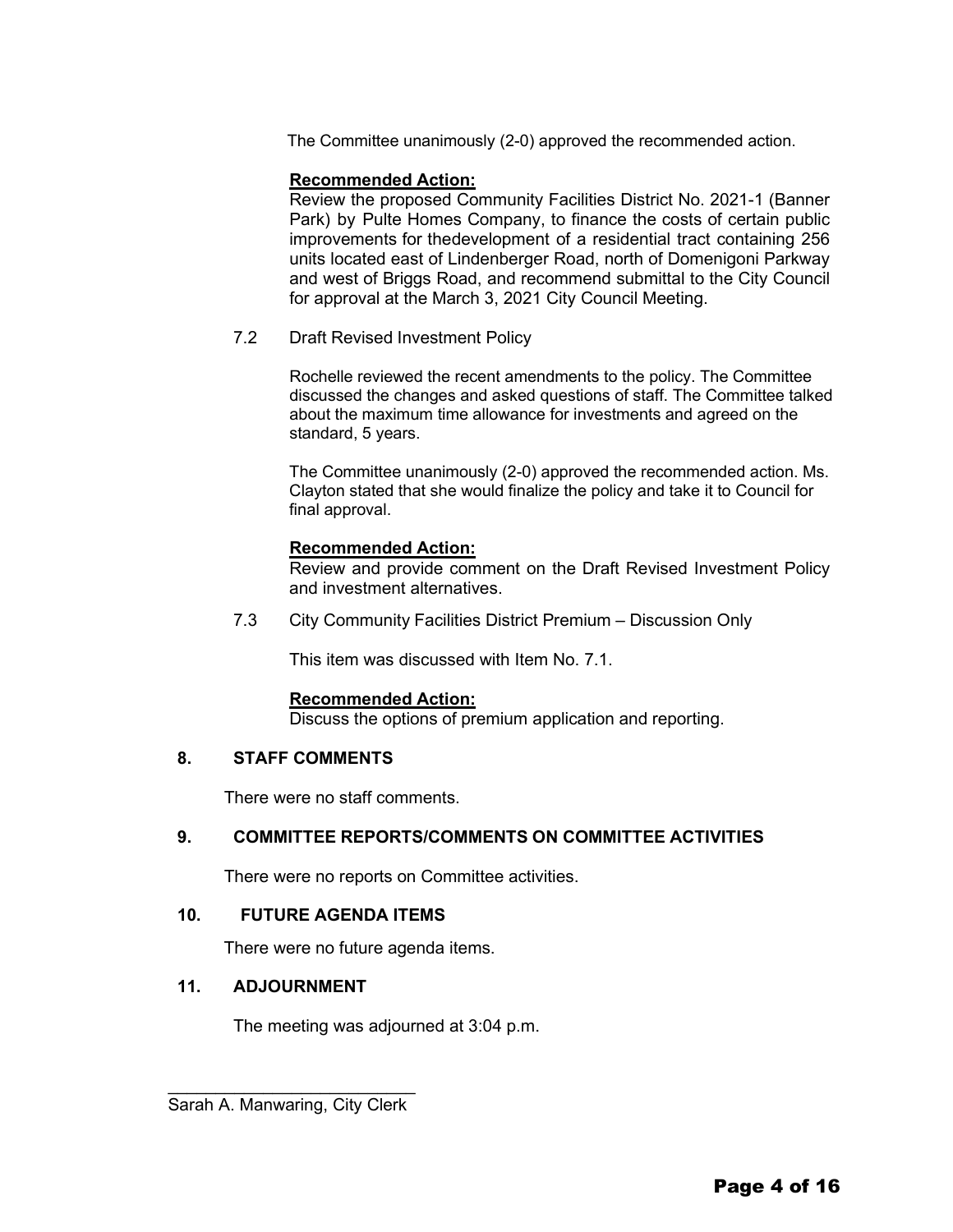The Committee unanimously (2-0) approved the recommended action.

**Recommended Action:**
Review the proposed Community Facilities District No. 2021-1 (Banner Park) by Pulte Homes Company, to finance the costs of certain public improvements for thedevelopment of a residential tract containing 256 units located east of Lindenberger Road, north of Domenigoni Parkway and west of Briggs Road, and recommend submittal to the City Council for approval at the March 3, 2021 City Council Meeting.

7.2 Draft Revised Investment Policy

Rochelle reviewed the recent amendments to the policy. The Committee discussed the changes and asked questions of staff. The Committee talked about the maximum time allowance for investments and agreed on the standard, 5 years.

The Committee unanimously (2-0) approved the recommended action. Ms. Clayton stated that she would finalize the policy and take it to Council for final approval.

**Recommended Action:**
Review and provide comment on the Draft Revised Investment Policy and investment alternatives.

7.3 City Community Facilities District Premium – Discussion Only

This item was discussed with Item No. 7.1.

**Recommended Action:**
Discuss the options of premium application and reporting.

## 8. STAFF COMMENTS

There were no staff comments.

## 9. COMMITTEE REPORTS/COMMENTS ON COMMITTEE ACTIVITIES

There were no reports on Committee activities.

## 10. FUTURE AGENDA ITEMS

There were no future agenda items.

## 11. ADJOURNMENT

The meeting was adjourned at 3:04 p.m.

\_\_\_\_\_\_\_\_\_\_\_\_\_\_\_\_\_\_\_\_\_\_\_\_\_\_
Sarah A. Manwaring, City Clerk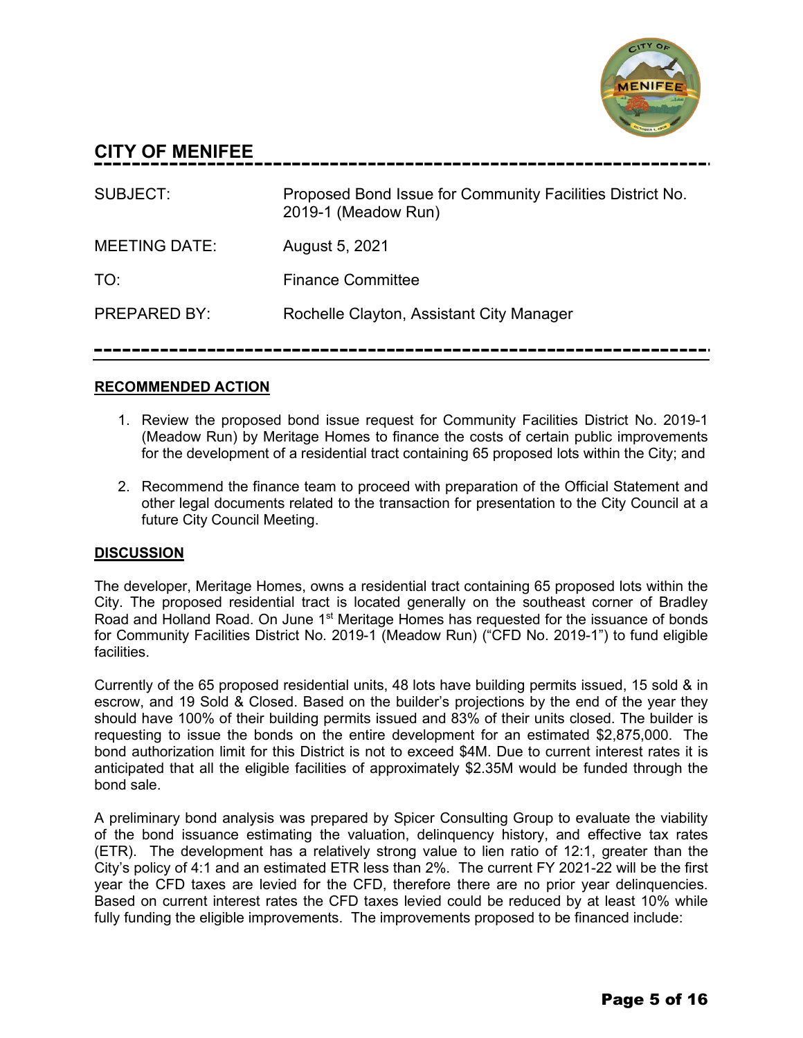# CITY OF MENIFEE

| | |
|---|---|
| SUBJECT: | Proposed Bond Issue for Community Facilities District No. 2019-1 (Meadow Run) |
| MEETING DATE: | August 5, 2021 |
| TO: | Finance Committee |
| PREPARED BY: | Rochelle Clayton, Assistant City Manager |

## RECOMMENDED ACTION

1. Review the proposed bond issue request for Community Facilities District No. 2019-1 (Meadow Run) by Meritage Homes to finance the costs of certain public improvements for the development of a residential tract containing 65 proposed lots within the City; and
2. Recommend the finance team to proceed with preparation of the Official Statement and other legal documents related to the transaction for presentation to the City Council at a future City Council Meeting.

## DISCUSSION

The developer, Meritage Homes, owns a residential tract containing 65 proposed lots within the City. The proposed residential tract is located generally on the southeast corner of Bradley Road and Holland Road. On June 1st Meritage Homes has requested for the issuance of bonds for Community Facilities District No. 2019-1 (Meadow Run) ("CFD No. 2019-1") to fund eligible facilities.

Currently of the 65 proposed residential units, 48 lots have building permits issued, 15 sold & in escrow, and 19 Sold & Closed. Based on the builder's projections by the end of the year they should have 100% of their building permits issued and 83% of their units closed. The builder is requesting to issue the bonds on the entire development for an estimated $2,875,000. The bond authorization limit for this District is not to exceed $4M. Due to current interest rates it is anticipated that all the eligible facilities of approximately $2.35M would be funded through the bond sale.

A preliminary bond analysis was prepared by Spicer Consulting Group to evaluate the viability of the bond issuance estimating the valuation, delinquency history, and effective tax rates (ETR). The development has a relatively strong value to lien ratio of 12:1, greater than the City's policy of 4:1 and an estimated ETR less than 2%. The current FY 2021-22 will be the first year the CFD taxes are levied for the CFD, therefore there are no prior year delinquencies. Based on current interest rates the CFD taxes levied could be reduced by at least 10% while fully funding the eligible improvements. The improvements proposed to be financed include: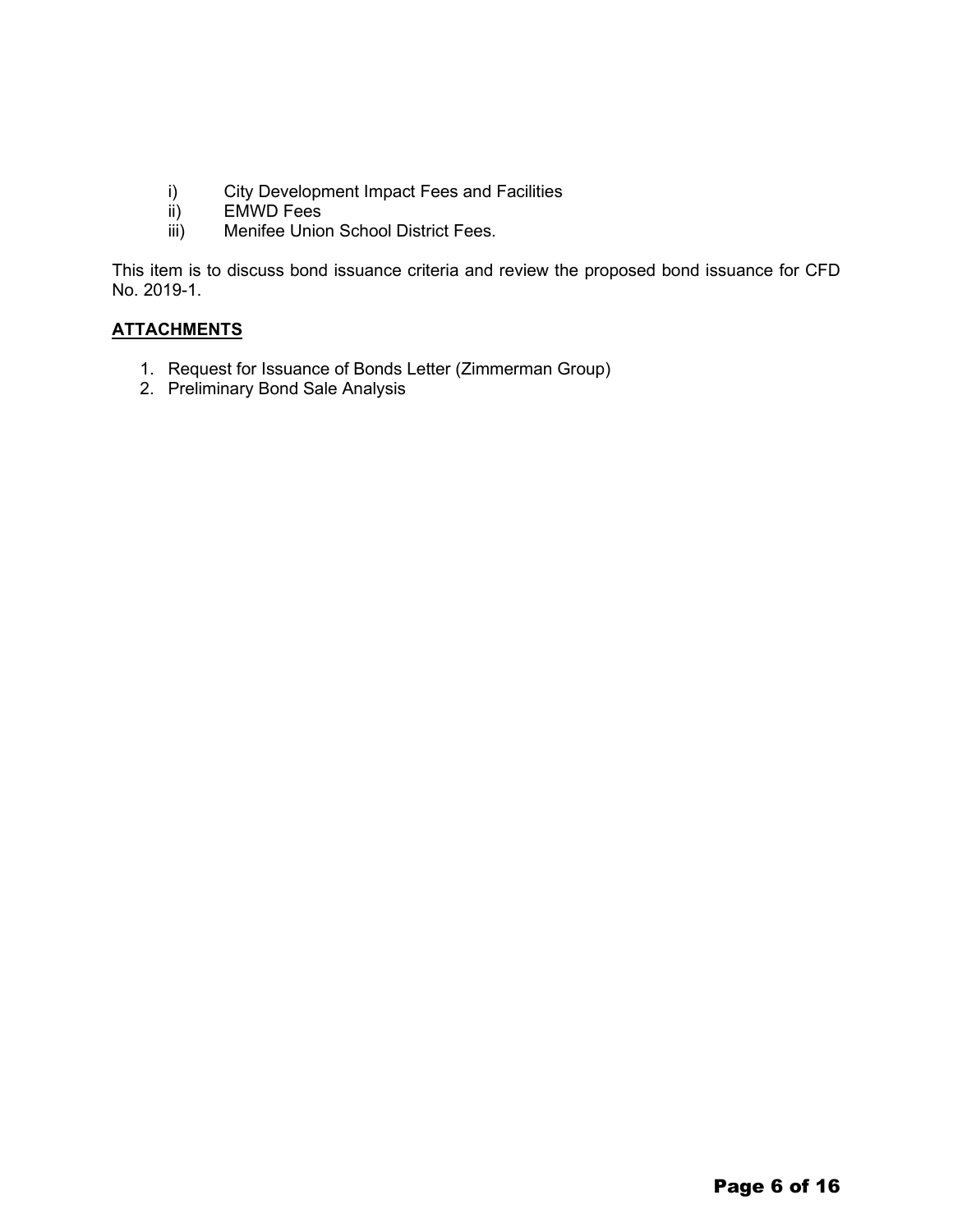i) City Development Impact Fees and Facilities
ii) EMWD Fees
iii) Menifee Union School District Fees.

This item is to discuss bond issuance criteria and review the proposed bond issuance for CFD No. 2019-1.

## ATTACHMENTS

1. Request for Issuance of Bonds Letter (Zimmerman Group)
2. Preliminary Bond Sale Analysis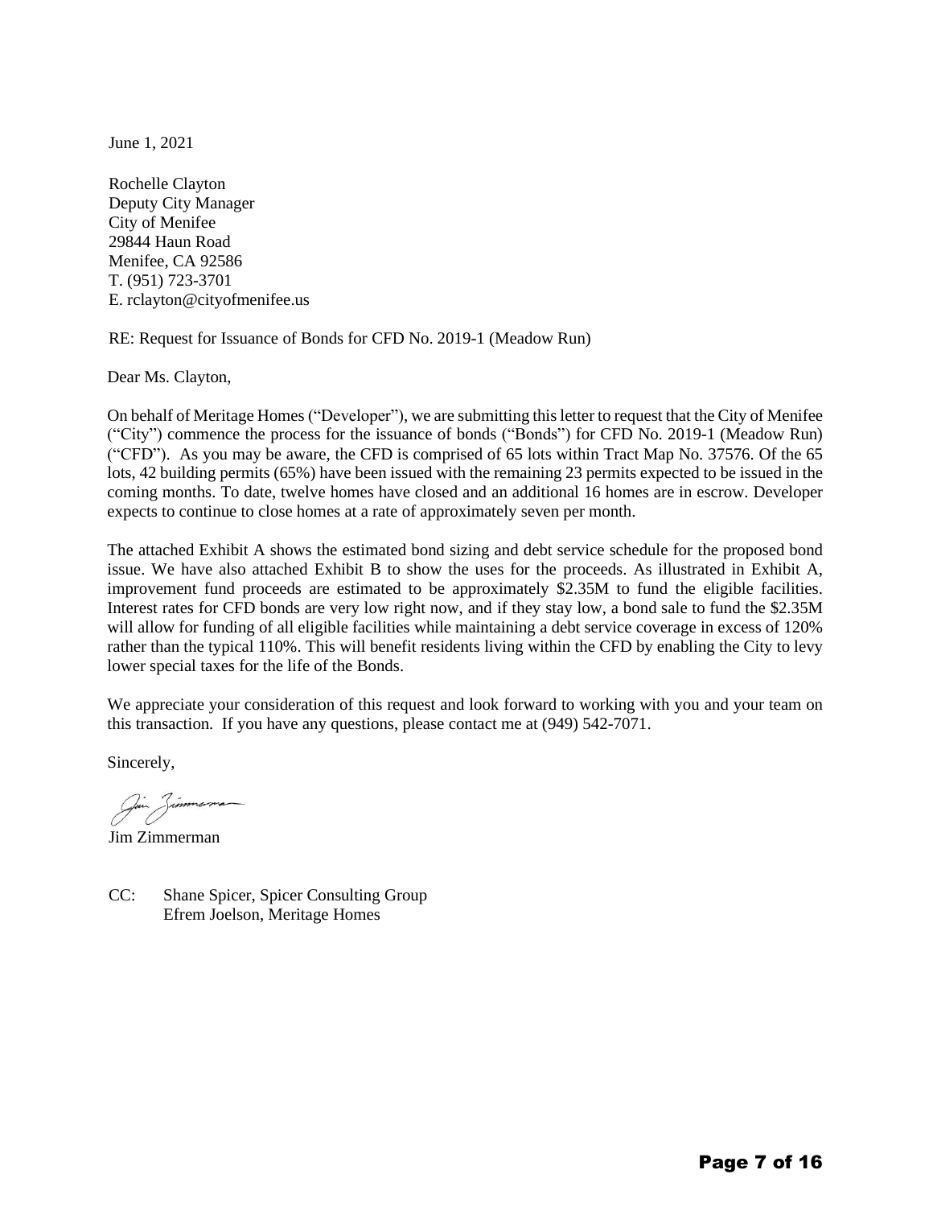June 1, 2021

Rochelle Clayton  
Deputy City Manager  
City of Menifee  
29844 Haun Road  
Menifee, CA 92586  
T. (951) 723-3701  
E. rclayton@cityofmenifee.us

RE: Request for Issuance of Bonds for CFD No. 2019-1 (Meadow Run)

Dear Ms. Clayton,

On behalf of Meritage Homes ("Developer"), we are submitting this letter to request that the City of Menifee ("City") commence the process for the issuance of bonds ("Bonds") for CFD No. 2019-1 (Meadow Run) ("CFD"). As you may be aware, the CFD is comprised of 65 lots within Tract Map No. 37576. Of the 65 lots, 42 building permits (65%) have been issued with the remaining 23 permits expected to be issued in the coming months. To date, twelve homes have closed and an additional 16 homes are in escrow. Developer expects to continue to close homes at a rate of approximately seven per month.

The attached Exhibit A shows the estimated bond sizing and debt service schedule for the proposed bond issue. We have also attached Exhibit B to show the uses for the proceeds. As illustrated in Exhibit A, improvement fund proceeds are estimated to be approximately $2.35M to fund the eligible facilities. Interest rates for CFD bonds are very low right now, and if they stay low, a bond sale to fund the $2.35M will allow for funding of all eligible facilities while maintaining a debt service coverage in excess of 120% rather than the typical 110%. This will benefit residents living within the CFD by enabling the City to levy lower special taxes for the life of the Bonds.

We appreciate your consideration of this request and look forward to working with you and your team on this transaction. If you have any questions, please contact me at (949) 542-7071.

Sincerely,

Jim Zimmerman

CC: Shane Spicer, Spicer Consulting Group  
Efrem Joelson, Meritage Homes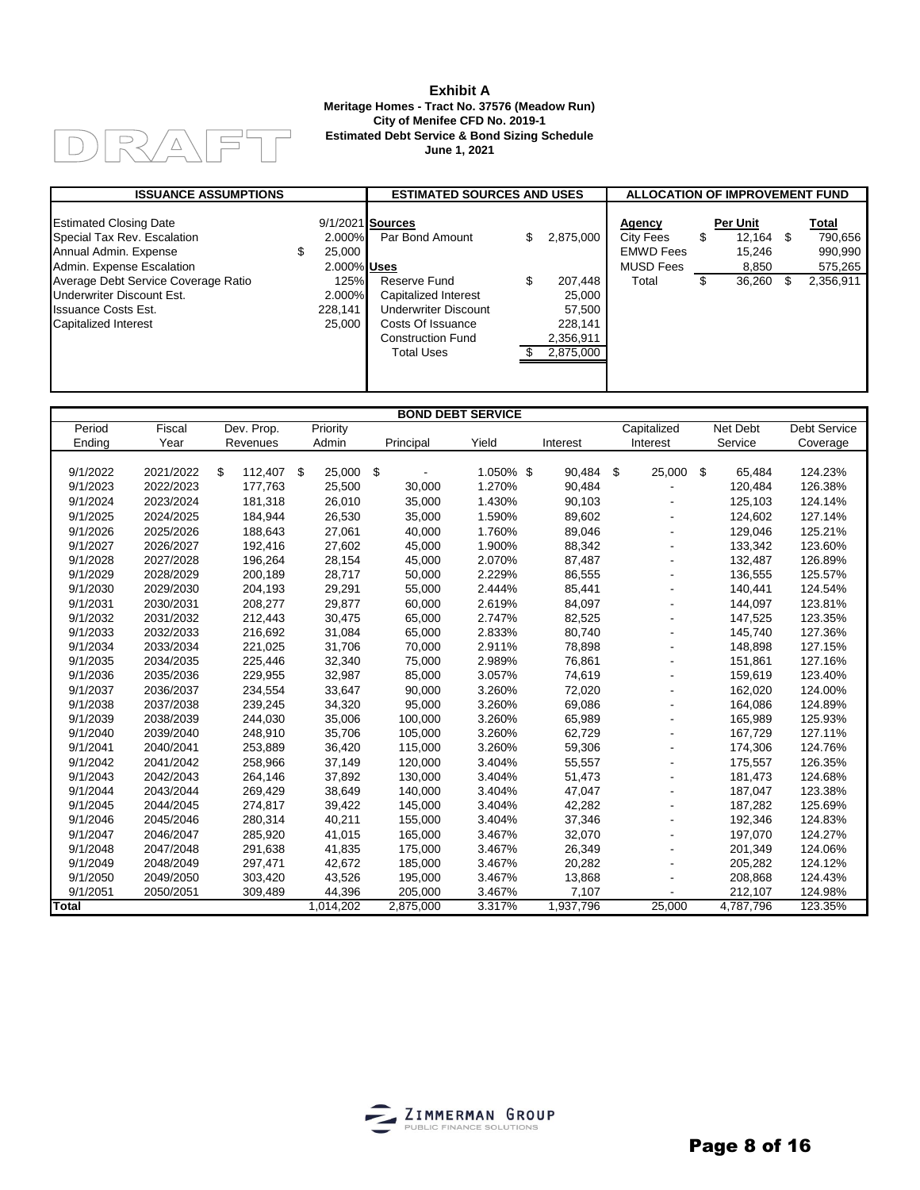DRAFT

# Exhibit A

**Meritage Homes - Tract No. 37576 (Meadow Run)**
**City of Menifee CFD No. 2019-1**
**Estimated Debt Service & Bond Sizing Schedule**
**June 1, 2021**

| ISSUANCE ASSUMPTIONS | |
|---|---|
| Estimated Closing Date | 9/1/2021 |
| Special Tax Rev. Escalation | 2.000% |
| Annual Admin. Expense | $ 25,000 |
| Admin. Expense Escalation | 2.000% |
| Average Debt Service Coverage Ratio | 125% |
| Underwriter Discount Est. | 2.000% |
| Issuance Costs Est. | 228,141 |
| Capitalized Interest | 25,000 |

| ESTIMATED SOURCES AND USES | |
|---|---|
| **Sources** | |
| Par Bond Amount | $ 2,875,000 |
| **Uses** | |
| Reserve Fund | $ 207,448 |
| Capitalized Interest | 25,000 |
| Underwriter Discount | 57,500 |
| Costs Of Issuance | 228,141 |
| Construction Fund | 2,356,911 |
| Total Uses | $ 2,875,000 |

| ALLOCATION OF IMPROVEMENT FUND | | |
|---|---|---|
| **Agency** | **Per Unit** | **Total** |
| City Fees | $ 12,164 | $ 790,656 |
| EMWD Fees | 15,246 | 990,990 |
| MUSD Fees | 8,850 | 575,265 |
| Total | $ 36,260 | $ 2,356,911 |

| BOND DEBT SERVICE | | | | | | | | | |
|---|---|---|---|---|---|---|---|---|---|
| Period Ending | Fiscal Year | Dev. Prop. Revenues | Priority Admin | Principal | Yield | Interest | Capitalized Interest | Net Debt Service | Debt Service Coverage |
| 9/1/2022 | 2021/2022 | $ 112,407 | $ 25,000 | $ - | 1.050% | $ 90,484 | $ 25,000 | $ 65,484 | 124.23% |
| 9/1/2023 | 2022/2023 | 177,763 | 25,500 | 30,000 | 1.270% | 90,484 | - | 120,484 | 126.38% |
| 9/1/2024 | 2023/2024 | 181,318 | 26,010 | 35,000 | 1.430% | 90,103 | - | 125,103 | 124.14% |
| 9/1/2025 | 2024/2025 | 184,944 | 26,530 | 35,000 | 1.590% | 89,602 | - | 124,602 | 127.14% |
| 9/1/2026 | 2025/2026 | 188,643 | 27,061 | 40,000 | 1.760% | 89,046 | - | 129,046 | 125.21% |
| 9/1/2027 | 2026/2027 | 192,416 | 27,602 | 45,000 | 1.900% | 88,342 | - | 133,342 | 123.60% |
| 9/1/2028 | 2027/2028 | 196,264 | 28,154 | 45,000 | 2.070% | 87,487 | - | 132,487 | 126.89% |
| 9/1/2029 | 2028/2029 | 200,189 | 28,717 | 50,000 | 2.229% | 86,555 | - | 136,555 | 125.57% |
| 9/1/2030 | 2029/2030 | 204,193 | 29,291 | 55,000 | 2.444% | 85,441 | - | 140,441 | 124.54% |
| 9/1/2031 | 2030/2031 | 208,277 | 29,877 | 60,000 | 2.619% | 84,097 | - | 144,097 | 123.81% |
| 9/1/2032 | 2031/2032 | 212,443 | 30,475 | 65,000 | 2.747% | 82,525 | - | 147,525 | 123.35% |
| 9/1/2033 | 2032/2033 | 216,692 | 31,084 | 65,000 | 2.833% | 80,740 | - | 145,740 | 127.36% |
| 9/1/2034 | 2033/2034 | 221,025 | 31,706 | 70,000 | 2.911% | 78,898 | - | 148,898 | 127.15% |
| 9/1/2035 | 2034/2035 | 225,446 | 32,340 | 75,000 | 2.989% | 76,861 | - | 151,861 | 127.16% |
| 9/1/2036 | 2035/2036 | 229,955 | 32,987 | 85,000 | 3.057% | 74,619 | - | 159,619 | 123.40% |
| 9/1/2037 | 2036/2037 | 234,554 | 33,647 | 90,000 | 3.260% | 72,020 | - | 162,020 | 124.00% |
| 9/1/2038 | 2037/2038 | 239,245 | 34,320 | 95,000 | 3.260% | 69,086 | - | 164,086 | 124.89% |
| 9/1/2039 | 2038/2039 | 244,030 | 35,006 | 100,000 | 3.260% | 65,989 | - | 165,989 | 125.93% |
| 9/1/2040 | 2039/2040 | 248,910 | 35,706 | 105,000 | 3.260% | 62,729 | - | 167,729 | 127.11% |
| 9/1/2041 | 2040/2041 | 253,889 | 36,420 | 115,000 | 3.260% | 59,306 | - | 174,306 | 124.76% |
| 9/1/2042 | 2041/2042 | 258,966 | 37,149 | 120,000 | 3.404% | 55,557 | - | 175,557 | 126.35% |
| 9/1/2043 | 2042/2043 | 264,146 | 37,892 | 130,000 | 3.404% | 51,473 | - | 181,473 | 124.68% |
| 9/1/2044 | 2043/2044 | 269,429 | 38,649 | 140,000 | 3.404% | 47,047 | - | 187,047 | 123.38% |
| 9/1/2045 | 2044/2045 | 274,817 | 39,422 | 145,000 | 3.404% | 42,282 | - | 187,282 | 125.69% |
| 9/1/2046 | 2045/2046 | 280,314 | 40,211 | 155,000 | 3.404% | 37,346 | - | 192,346 | 124.83% |
| 9/1/2047 | 2046/2047 | 285,920 | 41,015 | 165,000 | 3.467% | 32,070 | - | 197,070 | 124.27% |
| 9/1/2048 | 2047/2048 | 291,638 | 41,835 | 175,000 | 3.467% | 26,349 | - | 201,349 | 124.06% |
| 9/1/2049 | 2048/2049 | 297,471 | 42,672 | 185,000 | 3.467% | 20,282 | - | 205,282 | 124.12% |
| 9/1/2050 | 2049/2050 | 303,420 | 43,526 | 195,000 | 3.467% | 13,868 | - | 208,868 | 124.43% |
| 9/1/2051 | 2050/2051 | 309,489 | 44,396 | 205,000 | 3.467% | 7,107 | - | 212,107 | 124.98% |
| **Total** | | | 1,014,202 | 2,875,000 | 3.317% | 1,937,796 | 25,000 | 4,787,796 | 123.35% |

ZIMMERMAN GROUP
PUBLIC FINANCE SOLUTIONS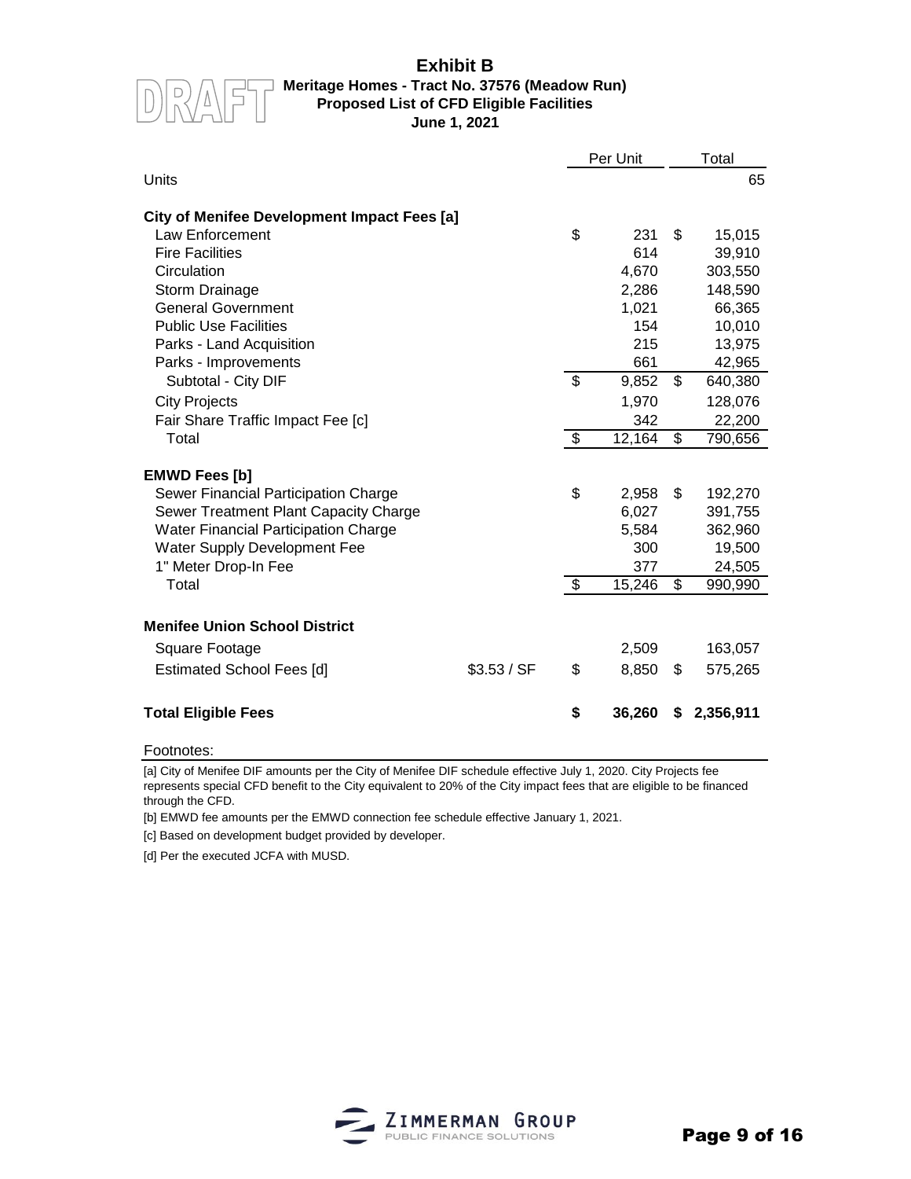# Exhibit B

**DRAFT**

**Meritage Homes - Tract No. 37576 (Meadow Run)**
**Proposed List of CFD Eligible Facilities**
**June 1, 2021**

| | | Per Unit | Total |
|---|---|---|---|
| Units | | | 65 |
| **City of Menifee Development Impact Fees [a]** | | | |
| Law Enforcement | | $ 231 | $ 15,015 |
| Fire Facilities | | 614 | 39,910 |
| Circulation | | 4,670 | 303,550 |
| Storm Drainage | | 2,286 | 148,590 |
| General Government | | 1,021 | 66,365 |
| Public Use Facilities | | 154 | 10,010 |
| Parks - Land Acquisition | | 215 | 13,975 |
| Parks - Improvements | | 661 | 42,965 |
| Subtotal - City DIF | | $ 9,852 | $ 640,380 |
| City Projects | | 1,970 | 128,076 |
| Fair Share Traffic Impact Fee [c] | | 342 | 22,200 |
| Total | | $ 12,164 | $ 790,656 |
| **EMWD Fees [b]** | | | |
| Sewer Financial Participation Charge | | $ 2,958 | $ 192,270 |
| Sewer Treatment Plant Capacity Charge | | 6,027 | 391,755 |
| Water Financial Participation Charge | | 5,584 | 362,960 |
| Water Supply Development Fee | | 300 | 19,500 |
| 1" Meter Drop-In Fee | | 377 | 24,505 |
| Total | | $ 15,246 | $ 990,990 |
| **Menifee Union School District** | | | |
| Square Footage | | 2,509 | 163,057 |
| Estimated School Fees [d] | $3.53 / SF | $ 8,850 | $ 575,265 |
| **Total Eligible Fees** | | **$ 36,260** | **$ 2,356,911** |

Footnotes:

[a] City of Menifee DIF amounts per the City of Menifee DIF schedule effective July 1, 2020. City Projects fee represents special CFD benefit to the City equivalent to 20% of the City impact fees that are eligible to be financed through the CFD.

[b] EMWD fee amounts per the EMWD connection fee schedule effective January 1, 2021.

[c] Based on development budget provided by developer.

[d] Per the executed JCFA with MUSD.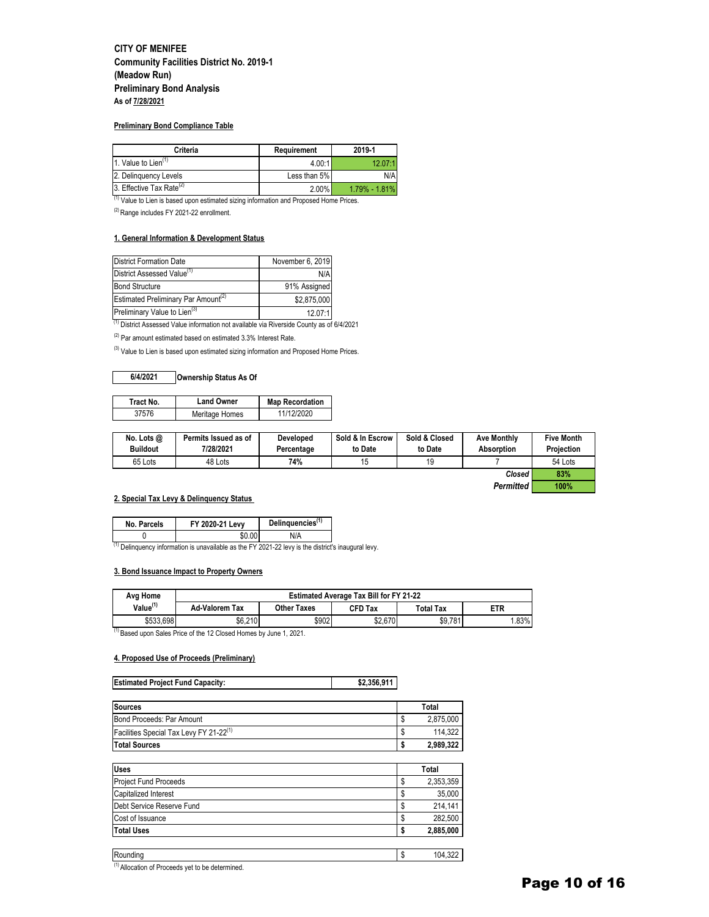**CITY OF MENIFEE**
**Community Facilities District No. 2019-1**
**(Meadow Run)**
**Preliminary Bond Analysis**
**As of 7/28/2021**

**Preliminary Bond Compliance Table**

| Criteria | Requirement | 2019-1 |
|---|---|---|
| 1. Value to Lien[1] | 4.00:1 | 12.07:1 |
| 2. Delinquency Levels | Less than 5% | N/A |
| 3. Effective Tax Rate[2] | 2.00% | 1.79% - 1.81% |

[1] Value to Lien is based upon estimated sizing information and Proposed Home Prices.

[2] Range includes FY 2021-22 enrollment.

**1. General Information & Development Status**

| | |
|---|---|
| District Formation Date | November 6, 2019 |
| District Assessed Value[1] | N/A |
| Bond Structure | 91% Assigned |
| Estimated Preliminary Par Amount[2] | $2,875,000 |
| Preliminary Value to Lien[3] | 12.07:1 |

[1] District Assessed Value information not available via Riverside County as of 6/4/2021

[2] Par amount estimated based on estimated 3.3% Interest Rate.

[3] Value to Lien is based upon estimated sizing information and Proposed Home Prices.

**6/4/2021** **Ownership Status As Of**

| Tract No. | Land Owner | Map Recordation |
|---|---|---|
| 37576 | Meritage Homes | 11/12/2020 |

| No. Lots @ Buildout | Permits Issued as of 7/28/2021 | Developed Percentage | Sold & In Escrow to Date | Sold & Closed to Date | Ave Monthly Absorption | Five Month Projection |
|---|---|---|---|---|---|---|
| 65 Lots | 48 Lots | **74%** | 15 | 19 | 7 | 54 Lots |
| | | | | | ***Closed*** | **83%** |
| | | | | | ***Permitted*** | **100%** |

**2. Special Tax Levy & Delinquency Status**

| No. Parcels | FY 2020-21 Levy | Delinquencies[1] |
|---|---|---|
| 0 | $0.00 | N/A |

[1] Delinquency information is unavailable as the FY 2021-22 levy is the district's inaugural levy.

**3. Bond Issuance Impact to Property Owners**

| Avg Home Value[1] | Estimated Average Tax Bill for FY 21-22 | | | | |
|---|---|---|---|---|---|
| | Ad-Valorem Tax | Other Taxes | CFD Tax | Total Tax | ETR |
| $533,698 | $6,210 | $902 | $2,670 | $9,781 | 1.83% |

[1] Based upon Sales Price of the 12 Closed Homes by June 1, 2021.

**4. Proposed Use of Proceeds (Preliminary)**

| | |
|---|---|
| **Estimated Project Fund Capacity:** | **$2,356,911** |

| Sources | Total |
|---|---|
| Bond Proceeds: Par Amount | $ 2,875,000 |
| Facilities Special Tax Levy FY 21-22[1] | $ 114,322 |
| **Total Sources** | **$ 2,989,322** |

| Uses | Total |
|---|---|
| Project Fund Proceeds | $ 2,353,359 |
| Capitalized Interest | $ 35,000 |
| Debt Service Reserve Fund | $ 214,141 |
| Cost of Issuance | $ 282,500 |
| **Total Uses** | **$ 2,885,000** |

| | |
|---|---|
| Rounding | $ 104,322 |

[1] Allocation of Proceeds yet to be determined.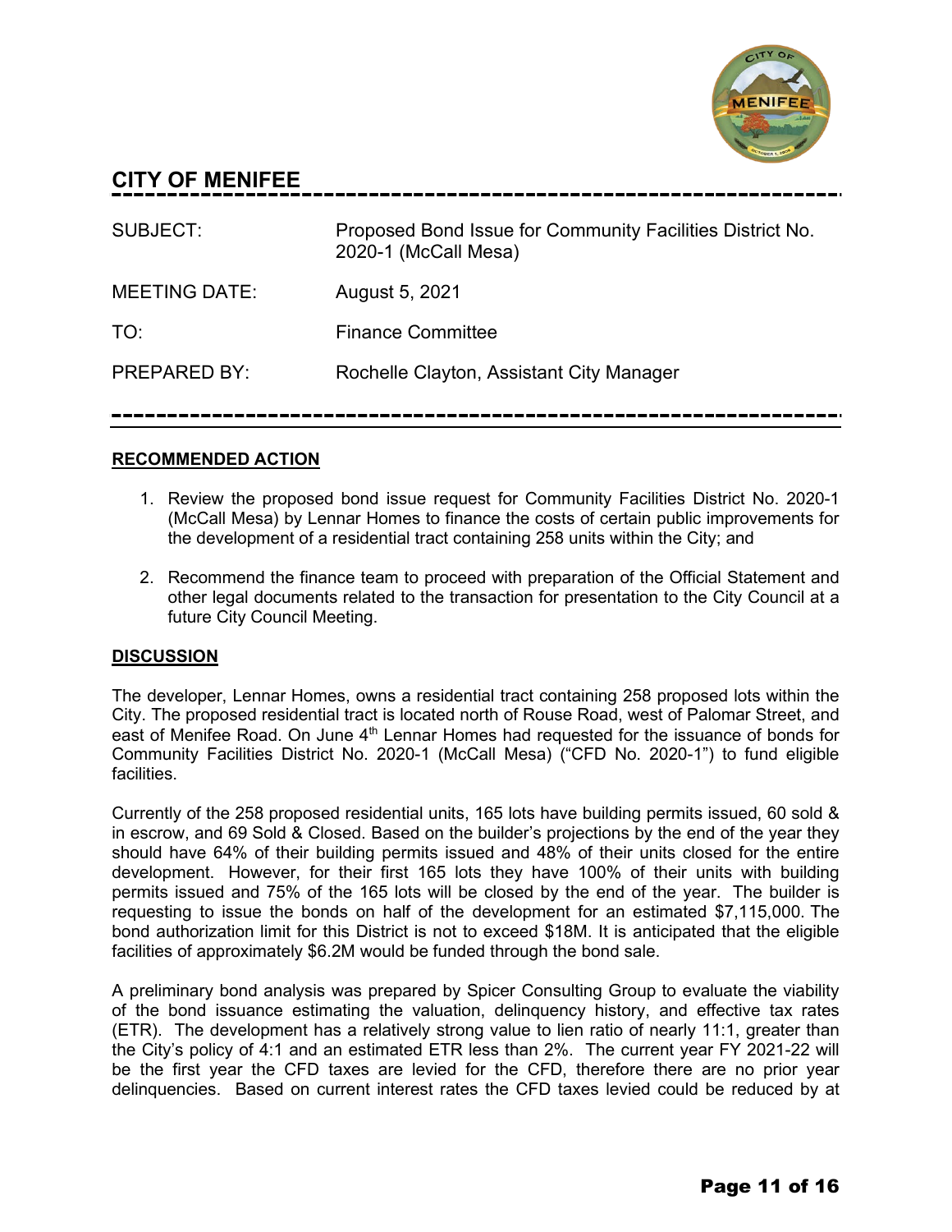# CITY OF MENIFEE

SUBJECT: Proposed Bond Issue for Community Facilities District No. 2020-1 (McCall Mesa)

MEETING DATE: August 5, 2021

TO: Finance Committee

PREPARED BY: Rochelle Clayton, Assistant City Manager

## RECOMMENDED ACTION

1. Review the proposed bond issue request for Community Facilities District No. 2020-1 (McCall Mesa) by Lennar Homes to finance the costs of certain public improvements for the development of a residential tract containing 258 units within the City; and
2. Recommend the finance team to proceed with preparation of the Official Statement and other legal documents related to the transaction for presentation to the City Council at a future City Council Meeting.

## DISCUSSION

The developer, Lennar Homes, owns a residential tract containing 258 proposed lots within the City. The proposed residential tract is located north of Rouse Road, west of Palomar Street, and east of Menifee Road. On June 4th Lennar Homes had requested for the issuance of bonds for Community Facilities District No. 2020-1 (McCall Mesa) ("CFD No. 2020-1") to fund eligible facilities.

Currently of the 258 proposed residential units, 165 lots have building permits issued, 60 sold & in escrow, and 69 Sold & Closed. Based on the builder's projections by the end of the year they should have 64% of their building permits issued and 48% of their units closed for the entire development. However, for their first 165 lots they have 100% of their units with building permits issued and 75% of the 165 lots will be closed by the end of the year. The builder is requesting to issue the bonds on half of the development for an estimated $7,115,000. The bond authorization limit for this District is not to exceed $18M. It is anticipated that the eligible facilities of approximately $6.2M would be funded through the bond sale.

A preliminary bond analysis was prepared by Spicer Consulting Group to evaluate the viability of the bond issuance estimating the valuation, delinquency history, and effective tax rates (ETR). The development has a relatively strong value to lien ratio of nearly 11:1, greater than the City's policy of 4:1 and an estimated ETR less than 2%. The current year FY 2021-22 will be the first year the CFD taxes are levied for the CFD, therefore there are no prior year delinquencies. Based on current interest rates the CFD taxes levied could be reduced by at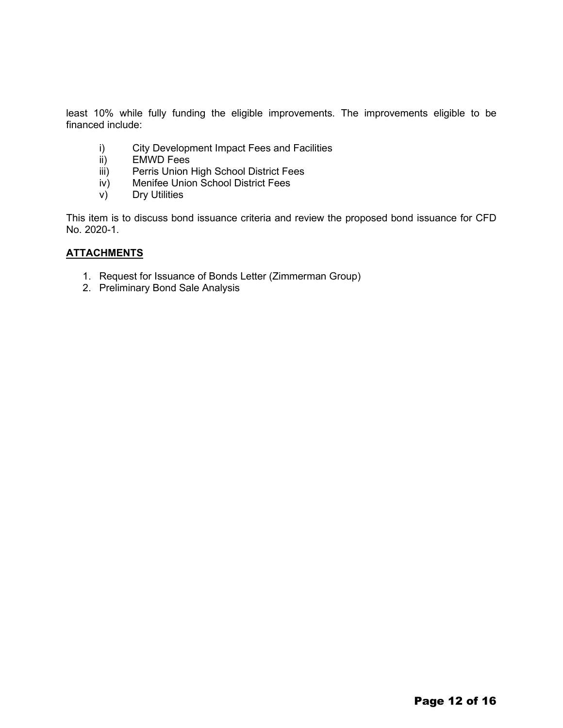least 10% while fully funding the eligible improvements. The improvements eligible to be financed include:

- i) City Development Impact Fees and Facilities
- ii) EMWD Fees
- iii) Perris Union High School District Fees
- iv) Menifee Union School District Fees
- v) Dry Utilities

This item is to discuss bond issuance criteria and review the proposed bond issuance for CFD No. 2020-1.

**ATTACHMENTS**

1. Request for Issuance of Bonds Letter (Zimmerman Group)
2. Preliminary Bond Sale Analysis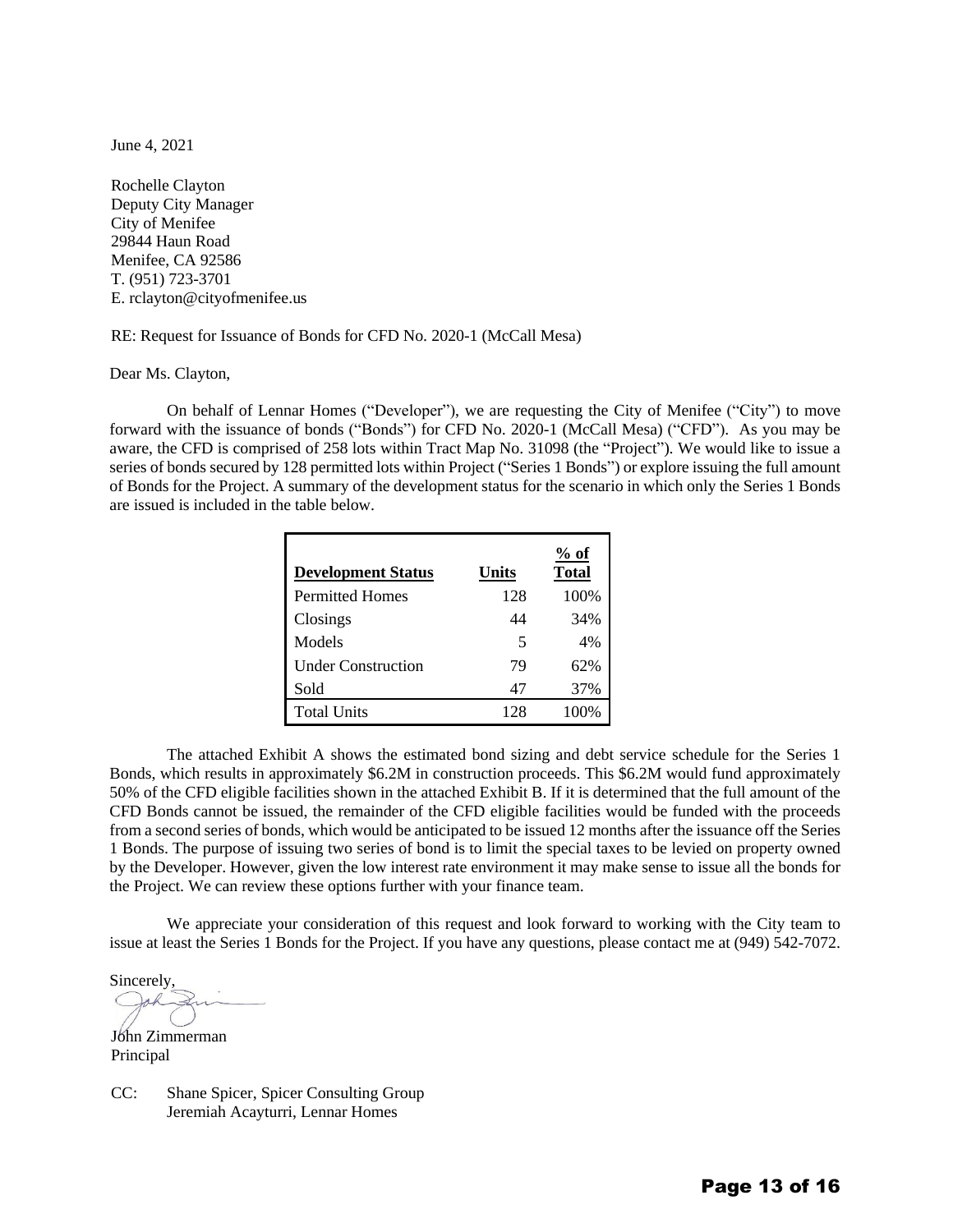June 4, 2021

Rochelle Clayton
Deputy City Manager
City of Menifee
29844 Haun Road
Menifee, CA 92586
T. (951) 723-3701
E. rclayton@cityofmenifee.us

RE: Request for Issuance of Bonds for CFD No. 2020-1 (McCall Mesa)

Dear Ms. Clayton,

On behalf of Lennar Homes ("Developer"), we are requesting the City of Menifee ("City") to move forward with the issuance of bonds ("Bonds") for CFD No. 2020-1 (McCall Mesa) ("CFD"). As you may be aware, the CFD is comprised of 258 lots within Tract Map No. 31098 (the "Project"). We would like to issue a series of bonds secured by 128 permitted lots within Project ("Series 1 Bonds") or explore issuing the full amount of Bonds for the Project. A summary of the development status for the scenario in which only the Series 1 Bonds are issued is included in the table below.

| Development Status | Units | % of Total |
|---|---|---|
| Permitted Homes | 128 | 100% |
| Closings | 44 | 34% |
| Models | 5 | 4% |
| Under Construction | 79 | 62% |
| Sold | 47 | 37% |
| Total Units | 128 | 100% |

The attached Exhibit A shows the estimated bond sizing and debt service schedule for the Series 1 Bonds, which results in approximately $6.2M in construction proceeds. This $6.2M would fund approximately 50% of the CFD eligible facilities shown in the attached Exhibit B. If it is determined that the full amount of the CFD Bonds cannot be issued, the remainder of the CFD eligible facilities would be funded with the proceeds from a second series of bonds, which would be anticipated to be issued 12 months after the issuance off the Series 1 Bonds. The purpose of issuing two series of bond is to limit the special taxes to be levied on property owned by the Developer. However, given the low interest rate environment it may make sense to issue all the bonds for the Project. We can review these options further with your finance team.

We appreciate your consideration of this request and look forward to working with the City team to issue at least the Series 1 Bonds for the Project. If you have any questions, please contact me at (949) 542-7072.

Sincerely,

John Zimmerman
Principal

CC: Shane Spicer, Spicer Consulting Group
Jeremiah Acayturri, Lennar Homes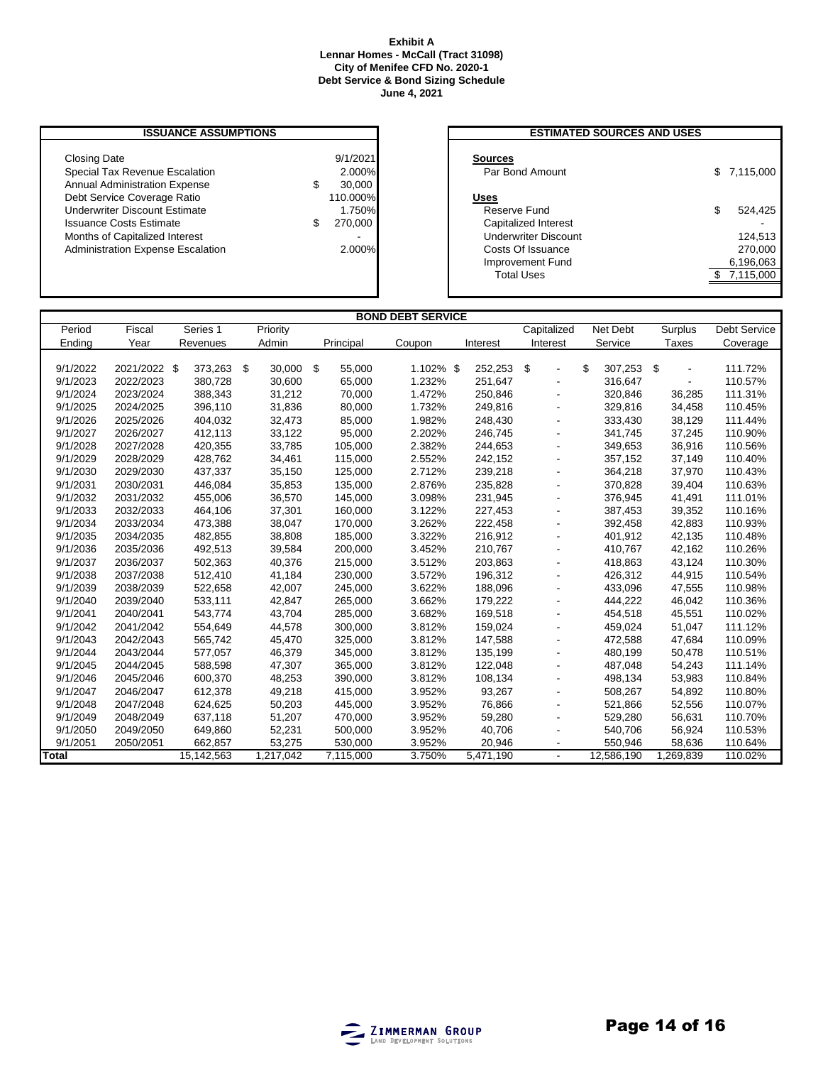**Exhibit A**
**Lennar Homes - McCall (Tract 31098)**
**City of Menifee CFD No. 2020-1**
**Debt Service & Bond Sizing Schedule**
**June 4, 2021**

| ISSUANCE ASSUMPTIONS | |
|---|---|
| Closing Date | 9/1/2021 |
| Special Tax Revenue Escalation | 2.000% |
| Annual Administration Expense | $ 30,000 |
| Debt Service Coverage Ratio | 110.000% |
| Underwriter Discount Estimate | 1.750% |
| Issuance Costs Estimate | $ 270,000 |
| Months of Capitalized Interest | - |
| Administration Expense Escalation | 2.000% |

| ESTIMATED SOURCES AND USES | |
|---|---|
| **Sources** | |
| Par Bond Amount | $ 7,115,000 |
| **Uses** | |
| Reserve Fund | $ 524,425 |
| Capitalized Interest | - |
| Underwriter Discount | 124,513 |
| Costs Of Issuance | 270,000 |
| Improvement Fund | 6,196,063 |
| Total Uses | $ 7,115,000 |

**BOND DEBT SERVICE**

| Period Ending | Fiscal Year | Series 1 Revenues | Priority Admin | Principal | Coupon | Interest | Capitalized Interest | Net Debt Service | Surplus Taxes | Debt Service Coverage |
|---|---|---|---|---|---|---|---|---|---|---|
| 9/1/2022 | 2021/2022 | $ 373,263 | $ 30,000 | $ 55,000 | 1.102% | $ 252,253 | $ - | $ 307,253 | $ - | 111.72% |
| 9/1/2023 | 2022/2023 | 380,728 | 30,600 | 65,000 | 1.232% | 251,647 | - | 316,647 | - | 110.57% |
| 9/1/2024 | 2023/2024 | 388,343 | 31,212 | 70,000 | 1.472% | 250,846 | - | 320,846 | 36,285 | 111.31% |
| 9/1/2025 | 2024/2025 | 396,110 | 31,836 | 80,000 | 1.732% | 249,816 | - | 329,816 | 34,458 | 110.45% |
| 9/1/2026 | 2025/2026 | 404,032 | 32,473 | 85,000 | 1.982% | 248,430 | - | 333,430 | 38,129 | 111.44% |
| 9/1/2027 | 2026/2027 | 412,113 | 33,122 | 95,000 | 2.202% | 246,745 | - | 341,745 | 37,245 | 110.90% |
| 9/1/2028 | 2027/2028 | 420,355 | 33,785 | 105,000 | 2.382% | 244,653 | - | 349,653 | 36,916 | 110.56% |
| 9/1/2029 | 2028/2029 | 428,762 | 34,461 | 115,000 | 2.552% | 242,152 | - | 357,152 | 37,149 | 110.40% |
| 9/1/2030 | 2029/2030 | 437,337 | 35,150 | 125,000 | 2.712% | 239,218 | - | 364,218 | 37,970 | 110.43% |
| 9/1/2031 | 2030/2031 | 446,084 | 35,853 | 135,000 | 2.876% | 235,828 | - | 370,828 | 39,404 | 110.63% |
| 9/1/2032 | 2031/2032 | 455,006 | 36,570 | 145,000 | 3.098% | 231,945 | - | 376,945 | 41,491 | 111.01% |
| 9/1/2033 | 2032/2033 | 464,106 | 37,301 | 160,000 | 3.122% | 227,453 | - | 387,453 | 39,352 | 110.16% |
| 9/1/2034 | 2033/2034 | 473,388 | 38,047 | 170,000 | 3.262% | 222,458 | - | 392,458 | 42,883 | 110.93% |
| 9/1/2035 | 2034/2035 | 482,855 | 38,808 | 185,000 | 3.322% | 216,912 | - | 401,912 | 42,135 | 110.48% |
| 9/1/2036 | 2035/2036 | 492,513 | 39,584 | 200,000 | 3.452% | 210,767 | - | 410,767 | 42,162 | 110.26% |
| 9/1/2037 | 2036/2037 | 502,363 | 40,376 | 215,000 | 3.512% | 203,863 | - | 418,863 | 43,124 | 110.30% |
| 9/1/2038 | 2037/2038 | 512,410 | 41,184 | 230,000 | 3.572% | 196,312 | - | 426,312 | 44,915 | 110.54% |
| 9/1/2039 | 2038/2039 | 522,658 | 42,007 | 245,000 | 3.622% | 188,096 | - | 433,096 | 47,555 | 110.98% |
| 9/1/2040 | 2039/2040 | 533,111 | 42,847 | 265,000 | 3.662% | 179,222 | - | 444,222 | 46,042 | 110.36% |
| 9/1/2041 | 2040/2041 | 543,774 | 43,704 | 285,000 | 3.682% | 169,518 | - | 454,518 | 45,551 | 110.02% |
| 9/1/2042 | 2041/2042 | 554,649 | 44,578 | 300,000 | 3.812% | 159,024 | - | 459,024 | 51,047 | 111.12% |
| 9/1/2043 | 2042/2043 | 565,742 | 45,470 | 325,000 | 3.812% | 147,588 | - | 472,588 | 47,684 | 110.09% |
| 9/1/2044 | 2043/2044 | 577,057 | 46,379 | 345,000 | 3.812% | 135,199 | - | 480,199 | 50,478 | 110.51% |
| 9/1/2045 | 2044/2045 | 588,598 | 47,307 | 365,000 | 3.812% | 122,048 | - | 487,048 | 54,243 | 111.14% |
| 9/1/2046 | 2045/2046 | 600,370 | 48,253 | 390,000 | 3.812% | 108,134 | - | 498,134 | 53,983 | 110.84% |
| 9/1/2047 | 2046/2047 | 612,378 | 49,218 | 415,000 | 3.952% | 93,267 | - | 508,267 | 54,892 | 110.80% |
| 9/1/2048 | 2047/2048 | 624,625 | 50,203 | 445,000 | 3.952% | 76,866 | - | 521,866 | 52,556 | 110.07% |
| 9/1/2049 | 2048/2049 | 637,118 | 51,207 | 470,000 | 3.952% | 59,280 | - | 529,280 | 56,631 | 110.70% |
| 9/1/2050 | 2049/2050 | 649,860 | 52,231 | 500,000 | 3.952% | 40,706 | - | 540,706 | 56,924 | 110.53% |
| 9/1/2051 | 2050/2051 | 662,857 | 53,275 | 530,000 | 3.952% | 20,946 | - | 550,946 | 58,636 | 110.64% |
| **Total** | | 15,142,563 | 1,217,042 | 7,115,000 | 3.750% | 5,471,190 | - | 12,586,190 | 1,269,839 | 110.02% |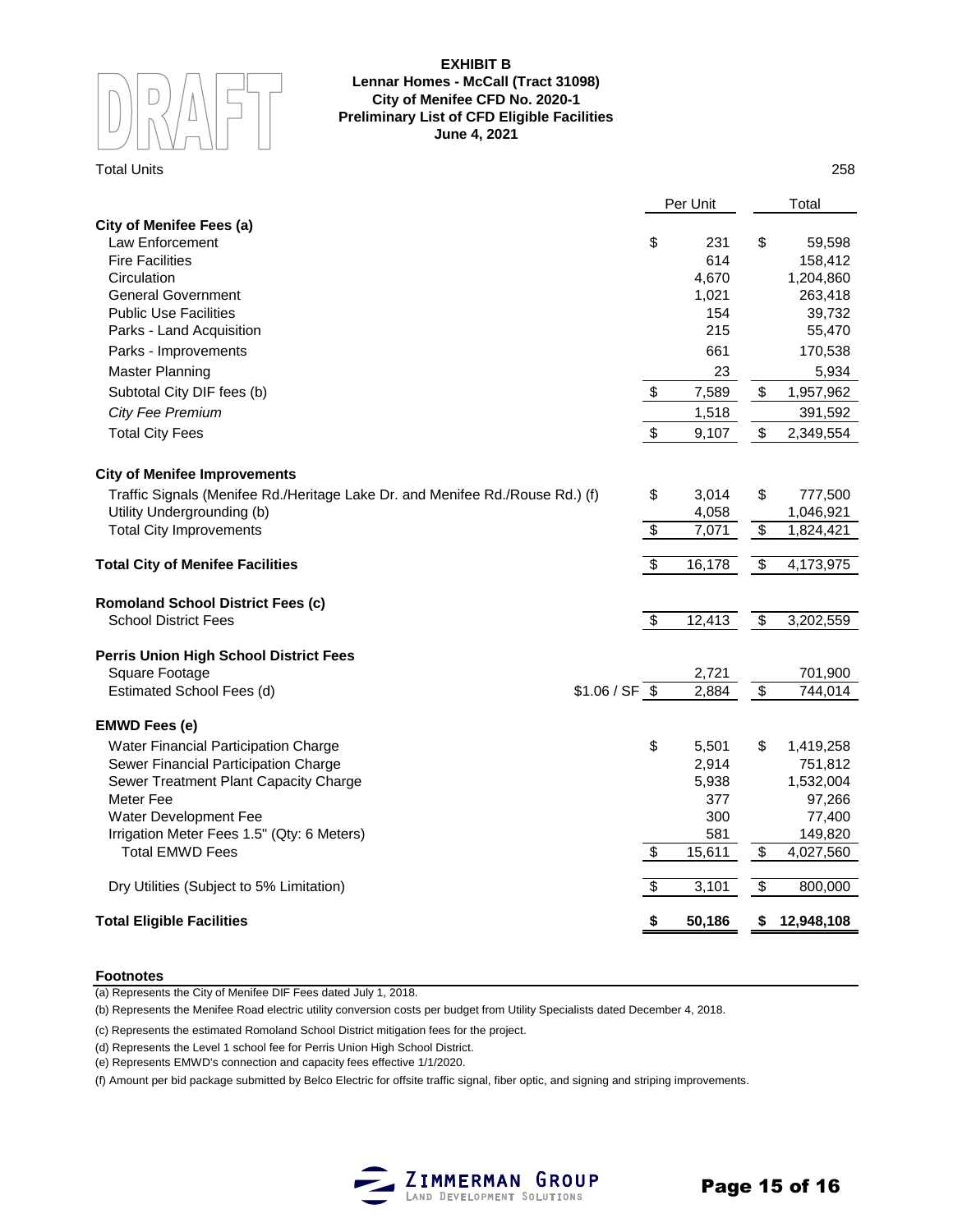DRAFT

**EXHIBIT B**
**Lennar Homes - McCall (Tract 31098)**
**City of Menifee CFD No. 2020-1**
**Preliminary List of CFD Eligible Facilities**
**June 4, 2021**

Total Units 258

| | | Per Unit | Total |
|---|---|---|---|
| **City of Menifee Fees (a)** | | | |
| Law Enforcement | | $ 231 | $ 59,598 |
| Fire Facilities | | 614 | 158,412 |
| Circulation | | 4,670 | 1,204,860 |
| General Government | | 1,021 | 263,418 |
| Public Use Facilities | | 154 | 39,732 |
| Parks - Land Acquisition | | 215 | 55,470 |
| Parks - Improvements | | 661 | 170,538 |
| Master Planning | | 23 | 5,934 |
| Subtotal City DIF fees (b) | | $ 7,589 | $ 1,957,962 |
| *City Fee Premium* | | 1,518 | 391,592 |
| Total City Fees | | $ 9,107 | $ 2,349,554 |
| | | | |
| **City of Menifee Improvements** | | | |
| Traffic Signals (Menifee Rd./Heritage Lake Dr. and Menifee Rd./Rouse Rd.) (f) | | $ 3,014 | $ 777,500 |
| Utility Undergrounding (b) | | 4,058 | 1,046,921 |
| Total City Improvements | | $ 7,071 | $ 1,824,421 |
| | | | |
| **Total City of Menifee Facilities** | | $ 16,178 | $ 4,173,975 |
| | | | |
| **Romoland School District Fees (c)** | | | |
| School District Fees | | $ 12,413 | $ 3,202,559 |
| | | | |
| **Perris Union High School District Fees** | | | |
| Square Footage | | 2,721 | 701,900 |
| Estimated School Fees (d) | $1.06 / SF | $ 2,884 | $ 744,014 |
| | | | |
| **EMWD Fees (e)** | | | |
| Water Financial Participation Charge | | $ 5,501 | $ 1,419,258 |
| Sewer Financial Participation Charge | | 2,914 | 751,812 |
| Sewer Treatment Plant Capacity Charge | | 5,938 | 1,532,004 |
| Meter Fee | | 377 | 97,266 |
| Water Development Fee | | 300 | 77,400 |
| Irrigation Meter Fees 1.5" (Qty: 6 Meters) | | 581 | 149,820 |
| Total EMWD Fees | | $ 15,611 | $ 4,027,560 |
| | | | |
| Dry Utilities (Subject to 5% Limitation) | | $ 3,101 | $ 800,000 |
| | | | |
| **Total Eligible Facilities** | | **$ 50,186** | **$ 12,948,108** |

**Footnotes**

(a) Represents the City of Menifee DIF Fees dated July 1, 2018.

(b) Represents the Menifee Road electric utility conversion costs per budget from Utility Specialists dated December 4, 2018.

(c) Represents the estimated Romoland School District mitigation fees for the project.

(d) Represents the Level 1 school fee for Perris Union High School District.

(e) Represents EMWD's connection and capacity fees effective 1/1/2020.

(f) Amount per bid package submitted by Belco Electric for offsite traffic signal, fiber optic, and signing and striping improvements.

ZIMMERMAN GROUP
LAND DEVELOPMENT SOLUTIONS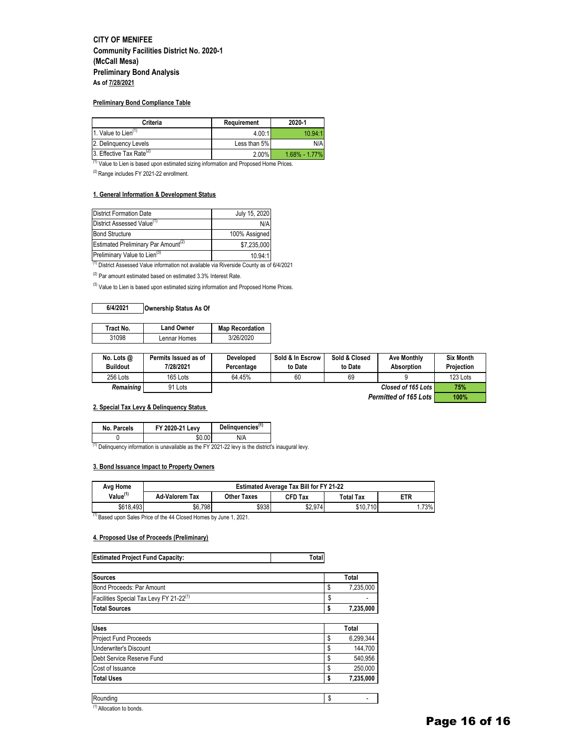**CITY OF MENIFEE**
**Community Facilities District No. 2020-1**
**(McCall Mesa)**
**Preliminary Bond Analysis**
**As of 7/28/2021**

**Preliminary Bond Compliance Table**

| Criteria | Requirement | 2020-1 |
|---|---|---|
| 1. Value to Lien[1] | 4.00:1 | 10.94:1 |
| 2. Delinquency Levels | Less than 5% | N/A |
| 3. Effective Tax Rate[2] | 2.00% | 1.68% - 1.77% |

[1] Value to Lien is based upon estimated sizing information and Proposed Home Prices.

[2] Range includes FY 2021-22 enrollment.

**1. General Information & Development Status**

| | |
|---|---|
| District Formation Date | July 15, 2020 |
| District Assessed Value[1] | N/A |
| Bond Structure | 100% Assigned |
| Estimated Preliminary Par Amount[2] | $7,235,000 |
| Preliminary Value to Lien[3] | 10.94:1 |

[1] District Assessed Value information not available via Riverside County as of 6/4/2021

[2] Par amount estimated based on estimated 3.3% Interest Rate.

[3] Value to Lien is based upon estimated sizing information and Proposed Home Prices.

**6/4/2021 Ownership Status As Of**

| Tract No. | Land Owner | Map Recordation |
|---|---|---|
| 31098 | Lennar Homes | 3/26/2020 |

| No. Lots @ Buildout | Permits Issued as of 7/28/2021 | Developed Percentage | Sold & In Escrow to Date | Sold & Closed to Date | Ave Monthly Absorption | Six Month Projection |
|---|---|---|---|---|---|---|
| 256 Lots | 165 Lots | 64.45% | 60 | 69 | 9 | 123 Lots |
| *Remaining* | 91 Lots | | | | *Closed of 165 Lots* | 75% |
| | | | | | *Permitted of 165 Lots* | 100% |

**2. Special Tax Levy & Delinquency Status**

| No. Parcels | FY 2020-21 Levy | Delinquencies[1] |
|---|---|---|
| 0 | $0.00 | N/A |

[1] Delinquency information is unavailable as the FY 2021-22 levy is the district's inaugural levy.

**3. Bond Issuance Impact to Property Owners**

| Avg Home Value[1] | Estimated Average Tax Bill for FY 21-22 | | | | |
|---|---|---|---|---|---|
| | Ad-Valorem Tax | Other Taxes | CFD Tax | Total Tax | ETR |
| $618,493 | $6,798 | $938 | $2,974 | $10,710 | 1.73% |

[1] Based upon Sales Price of the 44 Closed Homes by June 1, 2021.

**4. Proposed Use of Proceeds (Preliminary)**

| Estimated Project Fund Capacity: | Total |
|---|---|

| Sources | | Total |
|---|---|---|
| Bond Proceeds: Par Amount | $ | 7,235,000 |
| Facilities Special Tax Levy FY 21-22[1] | $ | - |
| **Total Sources** | **$** | **7,235,000** |

| Uses | | Total |
|---|---|---|
| Project Fund Proceeds | $ | 6,299,344 |
| Underwriter's Discount | $ | 144,700 |
| Debt Service Reserve Fund | $ | 540,956 |
| Cost of Issuance | $ | 250,000 |
| **Total Uses** | **$** | **7,235,000** |

| | | |
|---|---|---|
| Rounding | $ | - |

[1] Allocation to bonds.